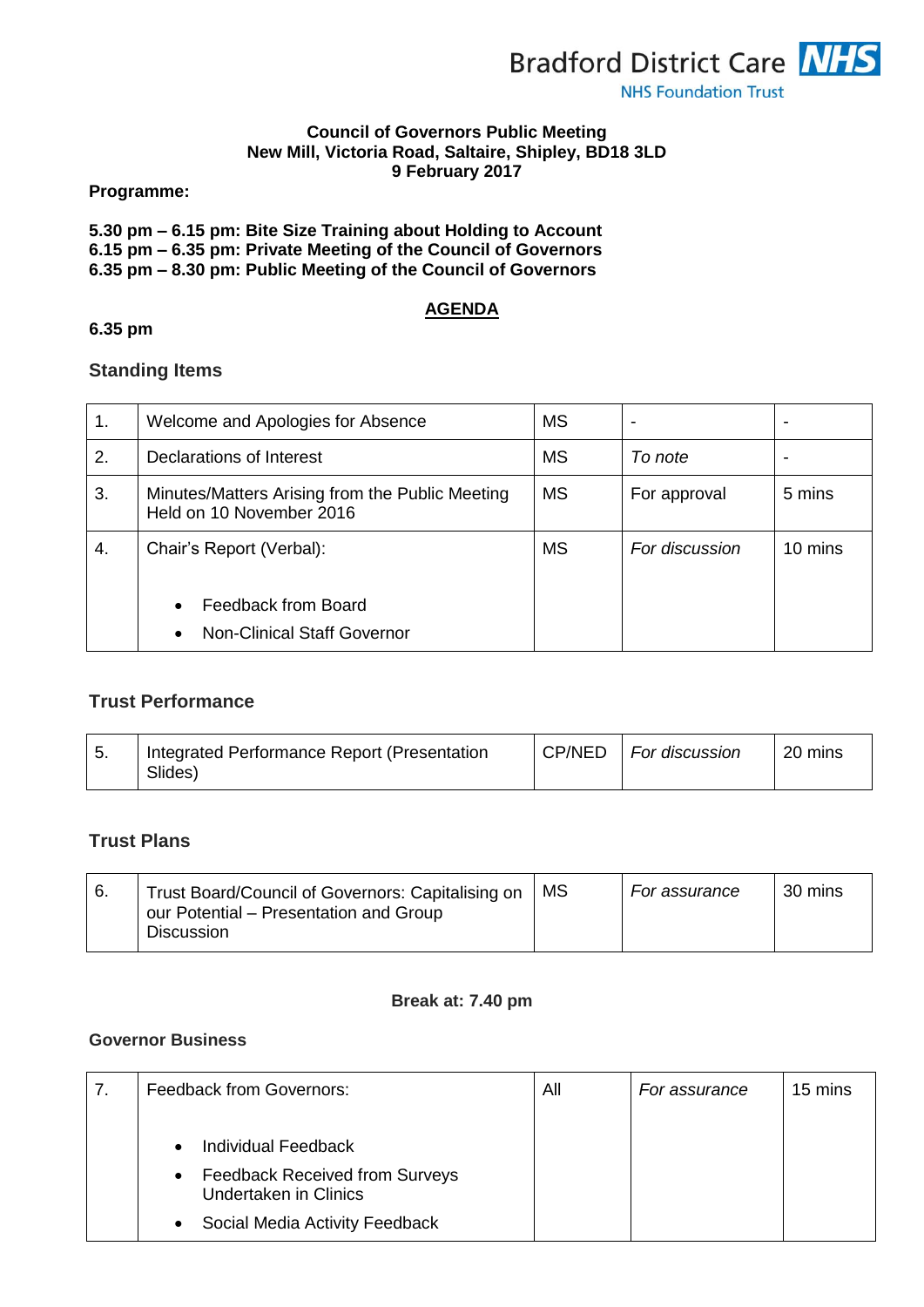Bradford District Care NHS
NHS Foundation Trust

**Council of Governors Public Meeting**
**New Mill, Victoria Road, Saltaire, Shipley, BD18 3LD**
**9 February 2017**

**Programme:**

**5.30 pm – 6.15 pm: Bite Size Training about Holding to Account**
**6.15 pm – 6.35 pm: Private Meeting of the Council of Governors**
**6.35 pm – 8.30 pm: Public Meeting of the Council of Governors**

## AGENDA

**6.35 pm**

### Standing Items

| | | | | |
|---|---|---|---|---|
| 1. | Welcome and Apologies for Absence | MS | - | - |
| 2. | Declarations of Interest | MS | *To note* | - |
| 3. | Minutes/Matters Arising from the Public Meeting Held on 10 November 2016 | MS | For approval | 5 mins |
| 4. | Chair's Report (Verbal):<br>• Feedback from Board<br>• Non-Clinical Staff Governor | MS | *For discussion* | 10 mins |

### Trust Performance

| | | | | |
|---|---|---|---|---|
| 5. | Integrated Performance Report (Presentation Slides) | CP/NED | *For discussion* | 20 mins |

### Trust Plans

| | | | | |
|---|---|---|---|---|
| 6. | Trust Board/Council of Governors: Capitalising on our Potential – Presentation and Group Discussion | MS | *For assurance* | 30 mins |

**Break at: 7.40 pm**

### Governor Business

| | | | | |
|---|---|---|---|---|
| 7. | Feedback from Governors:<br>• Individual Feedback<br>• Feedback Received from Surveys Undertaken in Clinics<br>• Social Media Activity Feedback | All | *For assurance* | 15 mins |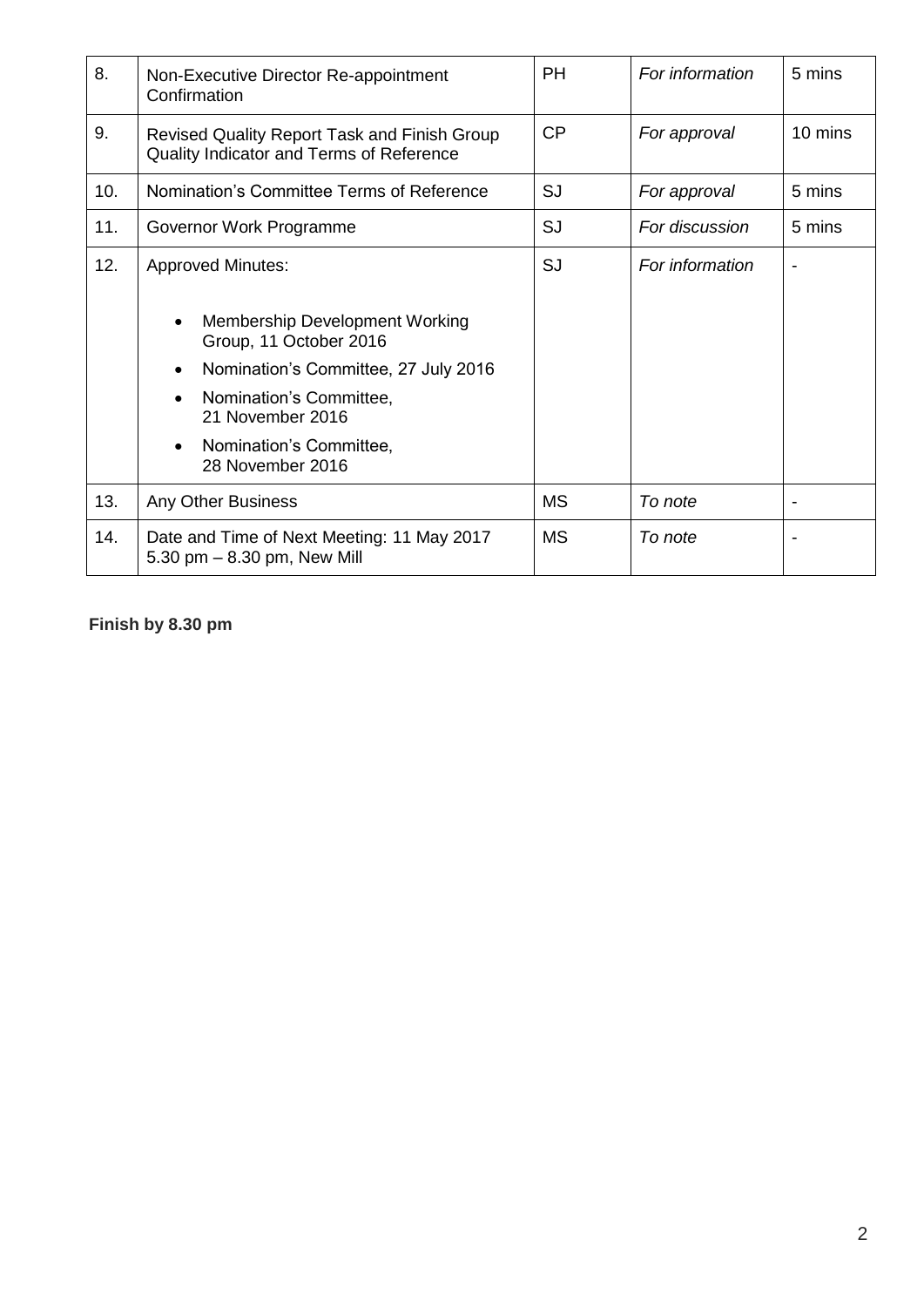| | | | | |
|---|---|---|---|---|
| 8. | Non-Executive Director Re-appointment Confirmation | PH | *For information* | 5 mins |
| 9. | Revised Quality Report Task and Finish Group Quality Indicator and Terms of Reference | CP | *For approval* | 10 mins |
| 10. | Nomination's Committee Terms of Reference | SJ | *For approval* | 5 mins |
| 11. | Governor Work Programme | SJ | *For discussion* | 5 mins |
| 12. | Approved Minutes:<br><br>• Membership Development Working Group, 11 October 2016<br>• Nomination's Committee, 27 July 2016<br>• Nomination's Committee, 21 November 2016<br>• Nomination's Committee, 28 November 2016 | SJ | *For information* | - |
| 13. | Any Other Business | MS | *To note* | - |
| 14. | Date and Time of Next Meeting: 11 May 2017 5.30 pm – 8.30 pm, New Mill | MS | *To note* | - |

**Finish by 8.30 pm**